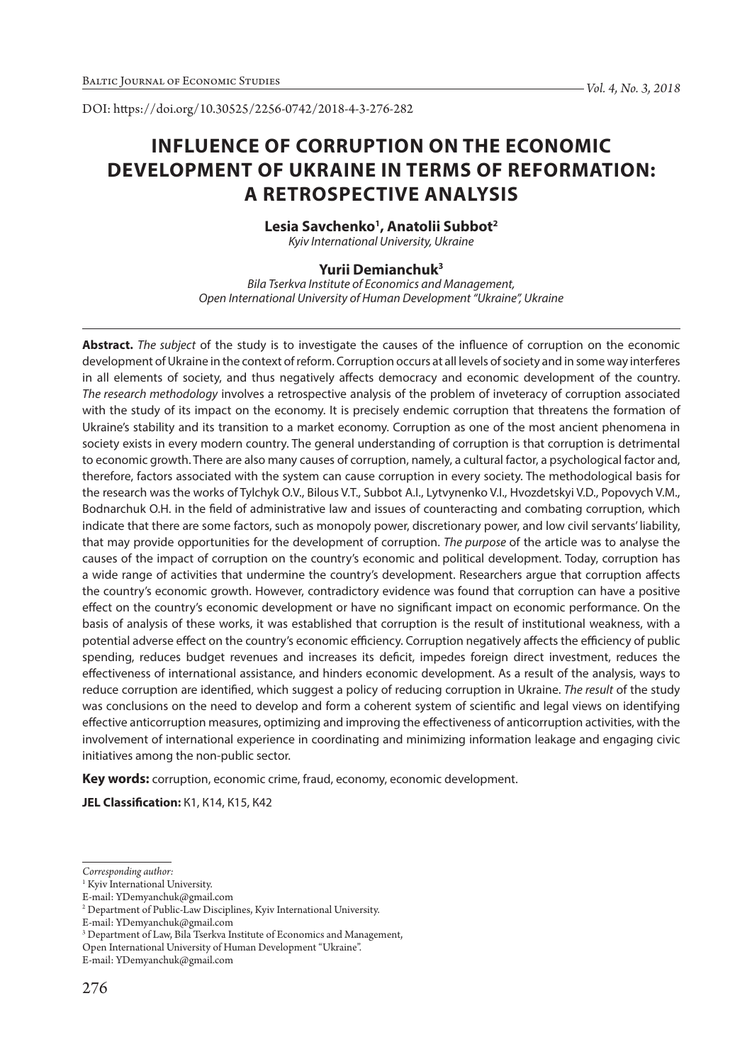DOI: https://doi.org/10.30525/2256-0742/2018-4-3-276-282

# INFLUENCE OF CORRUPTION ON THE ECONOMIC DEVELOPMENT OF UKRAINE IN TERMS OF REFORMATION: A RETROSPECTIVE ANALYSIS

**Lesia Savchenko[1], Anatolii Subbot[2]**
*Kyiv International University, Ukraine*

**Yurii Demianchuk[3]**
*Bila Tserkva Institute of Economics and Management, Open International University of Human Development "Ukraine", Ukraine*

**Abstract.** *The subject* of the study is to investigate the causes of the influence of corruption on the economic development of Ukraine in the context of reform. Corruption occurs at all levels of society and in some way interferes in all elements of society, and thus negatively affects democracy and economic development of the country. *The research methodology* involves a retrospective analysis of the problem of inveteracy of corruption associated with the study of its impact on the economy. It is precisely endemic corruption that threatens the formation of Ukraine's stability and its transition to a market economy. Corruption as one of the most ancient phenomena in society exists in every modern country. The general understanding of corruption is that corruption is detrimental to economic growth. There are also many causes of corruption, namely, a cultural factor, a psychological factor and, therefore, factors associated with the system can cause corruption in every society. The methodological basis for the research was the works of Tylchyk O.V., Bilous V.T., Subbot A.I., Lytvynenko V.I., Hvozdetskyi V.D., Popovych V.M., Bodnarchuk O.H. in the field of administrative law and issues of counteracting and combating corruption, which indicate that there are some factors, such as monopoly power, discretionary power, and low civil servants' liability, that may provide opportunities for the development of corruption. *The purpose* of the article was to analyse the causes of the impact of corruption on the country's economic and political development. Today, corruption has a wide range of activities that undermine the country's development. Researchers argue that corruption affects the country's economic growth. However, contradictory evidence was found that corruption can have a positive effect on the country's economic development or have no significant impact on economic performance. On the basis of analysis of these works, it was established that corruption is the result of institutional weakness, with a potential adverse effect on the country's economic efficiency. Corruption negatively affects the efficiency of public spending, reduces budget revenues and increases its deficit, impedes foreign direct investment, reduces the effectiveness of international assistance, and hinders economic development. As a result of the analysis, ways to reduce corruption are identified, which suggest a policy of reducing corruption in Ukraine. *The result* of the study was conclusions on the need to develop and form a coherent system of scientific and legal views on identifying effective anticorruption measures, optimizing and improving the effectiveness of anticorruption activities, with the involvement of international experience in coordinating and minimizing information leakage and engaging civic initiatives among the non-public sector.

**Key words:** corruption, economic crime, fraud, economy, economic development.

**JEL Classification:** K1, K14, K15, K42

---

*Corresponding author:*
[1] Kyiv International University.
E-mail: YDemyanchuk@gmail.com
[2] Department of Public-Law Disciplines, Kyiv International University.
E-mail: YDemyanchuk@gmail.com
[3] Department of Law, Bila Tserkva Institute of Economics and Management, Open International University of Human Development "Ukraine".
E-mail: YDemyanchuk@gmail.com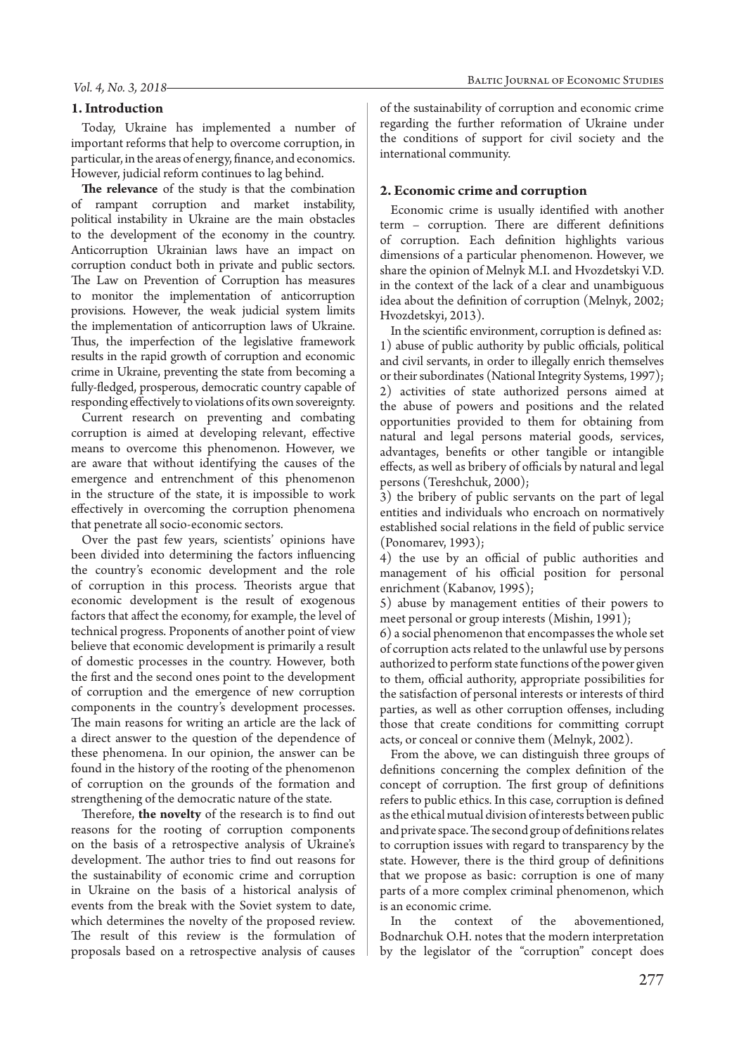## 1. Introduction

Today, Ukraine has implemented a number of important reforms that help to overcome corruption, in particular, in the areas of energy, finance, and economics. However, judicial reform continues to lag behind.

**The relevance** of the study is that the combination of rampant corruption and market instability, political instability in Ukraine are the main obstacles to the development of the economy in the country. Anticorruption Ukrainian laws have an impact on corruption conduct both in private and public sectors. The Law on Prevention of Corruption has measures to monitor the implementation of anticorruption provisions. However, the weak judicial system limits the implementation of anticorruption laws of Ukraine. Thus, the imperfection of the legislative framework results in the rapid growth of corruption and economic crime in Ukraine, preventing the state from becoming a fully-fledged, prosperous, democratic country capable of responding effectively to violations of its own sovereignty.

Current research on preventing and combating corruption is aimed at developing relevant, effective means to overcome this phenomenon. However, we are aware that without identifying the causes of the emergence and entrenchment of this phenomenon in the structure of the state, it is impossible to work effectively in overcoming the corruption phenomena that penetrate all socio-economic sectors.

Over the past few years, scientists' opinions have been divided into determining the factors influencing the country's economic development and the role of corruption in this process. Theorists argue that economic development is the result of exogenous factors that affect the economy, for example, the level of technical progress. Proponents of another point of view believe that economic development is primarily a result of domestic processes in the country. However, both the first and the second ones point to the development of corruption and the emergence of new corruption components in the country's development processes. The main reasons for writing an article are the lack of a direct answer to the question of the dependence of these phenomena. In our opinion, the answer can be found in the history of the rooting of the phenomenon of corruption on the grounds of the formation and strengthening of the democratic nature of the state.

Therefore, **the novelty** of the research is to find out reasons for the rooting of corruption components on the basis of a retrospective analysis of Ukraine's development. The author tries to find out reasons for the sustainability of economic crime and corruption in Ukraine on the basis of a historical analysis of events from the break with the Soviet system to date, which determines the novelty of the proposed review. The result of this review is the formulation of proposals based on a retrospective analysis of causes of the sustainability of corruption and economic crime regarding the further reformation of Ukraine under the conditions of support for civil society and the international community.

## 2. Economic crime and corruption

Economic crime is usually identified with another term – corruption. There are different definitions of corruption. Each definition highlights various dimensions of a particular phenomenon. However, we share the opinion of Melnyk M.I. and Hvozdetskyi V.D. in the context of the lack of a clear and unambiguous idea about the definition of corruption (Melnyk, 2002; Hvozdetskyi, 2013).

In the scientific environment, corruption is defined as:
1) abuse of public authority by public officials, political and civil servants, in order to illegally enrich themselves or their subordinates (National Integrity Systems, 1997);
2) activities of state authorized persons aimed at the abuse of powers and positions and the related opportunities provided to them for obtaining from natural and legal persons material goods, services, advantages, benefits or other tangible or intangible effects, as well as bribery of officials by natural and legal persons (Tereshchuk, 2000);
3) the bribery of public servants on the part of legal entities and individuals who encroach on normatively established social relations in the field of public service (Ponomarev, 1993);
4) the use by an official of public authorities and management of his official position for personal enrichment (Kabanov, 1995);
5) abuse by management entities of their powers to meet personal or group interests (Mishin, 1991);
6) a social phenomenon that encompasses the whole set of corruption acts related to the unlawful use by persons authorized to perform state functions of the power given to them, official authority, appropriate possibilities for the satisfaction of personal interests or interests of third parties, as well as other corruption offenses, including those that create conditions for committing corrupt acts, or conceal or connive them (Melnyk, 2002).

From the above, we can distinguish three groups of definitions concerning the complex definition of the concept of corruption. The first group of definitions refers to public ethics. In this case, corruption is defined as the ethical mutual division of interests between public and private space. The second group of definitions relates to corruption issues with regard to transparency by the state. However, there is the third group of definitions that we propose as basic: corruption is one of many parts of a more complex criminal phenomenon, which is an economic crime.

In the context of the abovementioned, Bodnarchuk O.H. notes that the modern interpretation by the legislator of the "corruption" concept does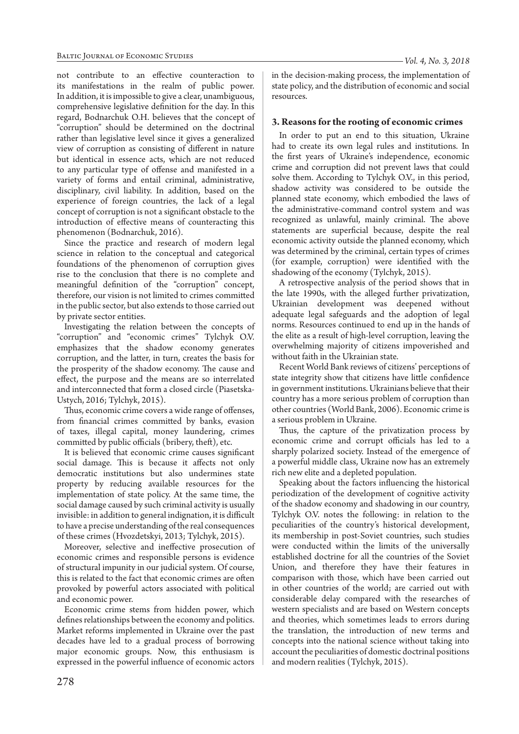not contribute to an effective counteraction to its manifestations in the realm of public power. In addition, it is impossible to give a clear, unambiguous, comprehensive legislative definition for the day. In this regard, Bodnarchuk O.H. believes that the concept of "corruption" should be determined on the doctrinal rather than legislative level since it gives a generalized view of corruption as consisting of different in nature but identical in essence acts, which are not reduced to any particular type of offense and manifested in a variety of forms and entail criminal, administrative, disciplinary, civil liability. In addition, based on the experience of foreign countries, the lack of a legal concept of corruption is not a significant obstacle to the introduction of effective means of counteracting this phenomenon (Bodnarchuk, 2016).

Since the practice and research of modern legal science in relation to the conceptual and categorical foundations of the phenomenon of corruption gives rise to the conclusion that there is no complete and meaningful definition of the "corruption" concept, therefore, our vision is not limited to crimes committed in the public sector, but also extends to those carried out by private sector entities.

Investigating the relation between the concepts of "corruption" and "economic crimes" Tylchyk O.V. emphasizes that the shadow economy generates corruption, and the latter, in turn, creates the basis for the prosperity of the shadow economy. The cause and effect, the purpose and the means are so interrelated and interconnected that form a closed circle (Piasetska-Ustych, 2016; Tylchyk, 2015).

Thus, economic crime covers a wide range of offenses, from financial crimes committed by banks, evasion of taxes, illegal capital, money laundering, crimes committed by public officials (bribery, theft), etc.

It is believed that economic crime causes significant social damage. This is because it affects not only democratic institutions but also undermines state property by reducing available resources for the implementation of state policy. At the same time, the social damage caused by such criminal activity is usually invisible: in addition to general indignation, it is difficult to have a precise understanding of the real consequences of these crimes (Hvozdetskyi, 2013; Tylchyk, 2015).

Moreover, selective and ineffective prosecution of economic crimes and responsible persons is evidence of structural impunity in our judicial system. Of course, this is related to the fact that economic crimes are often provoked by powerful actors associated with political and economic power.

Economic crime stems from hidden power, which defines relationships between the economy and politics. Market reforms implemented in Ukraine over the past decades have led to a gradual process of borrowing major economic groups. Now, this enthusiasm is expressed in the powerful influence of economic actors in the decision-making process, the implementation of state policy, and the distribution of economic and social resources.

## 3. Reasons for the rooting of economic crimes

In order to put an end to this situation, Ukraine had to create its own legal rules and institutions. In the first years of Ukraine's independence, economic crime and corruption did not prevent laws that could solve them. According to Tylchyk O.V., in this period, shadow activity was considered to be outside the planned state economy, which embodied the laws of the administrative-command control system and was recognized as unlawful, mainly criminal. The above statements are superficial because, despite the real economic activity outside the planned economy, which was determined by the criminal, certain types of crimes (for example, corruption) were identified with the shadowing of the economy (Tylchyk, 2015).

A retrospective analysis of the period shows that in the late 1990s, with the alleged further privatization, Ukrainian development was deepened without adequate legal safeguards and the adoption of legal norms. Resources continued to end up in the hands of the elite as a result of high-level corruption, leaving the overwhelming majority of citizens impoverished and without faith in the Ukrainian state.

Recent World Bank reviews of citizens' perceptions of state integrity show that citizens have little confidence in government institutions. Ukrainians believe that their country has a more serious problem of corruption than other countries (World Bank, 2006). Economic crime is a serious problem in Ukraine.

Thus, the capture of the privatization process by economic crime and corrupt officials has led to a sharply polarized society. Instead of the emergence of a powerful middle class, Ukraine now has an extremely rich new elite and a depleted population.

Speaking about the factors influencing the historical periodization of the development of cognitive activity of the shadow economy and shadowing in our country, Tylchyk O.V. notes the following: in relation to the peculiarities of the country's historical development, its membership in post-Soviet countries, such studies were conducted within the limits of the universally established doctrine for all the countries of the Soviet Union, and therefore they have their features in comparison with those, which have been carried out in other countries of the world; are carried out with considerable delay compared with the researches of western specialists and are based on Western concepts and theories, which sometimes leads to errors during the translation, the introduction of new terms and concepts into the national science without taking into account the peculiarities of domestic doctrinal positions and modern realities (Tylchyk, 2015).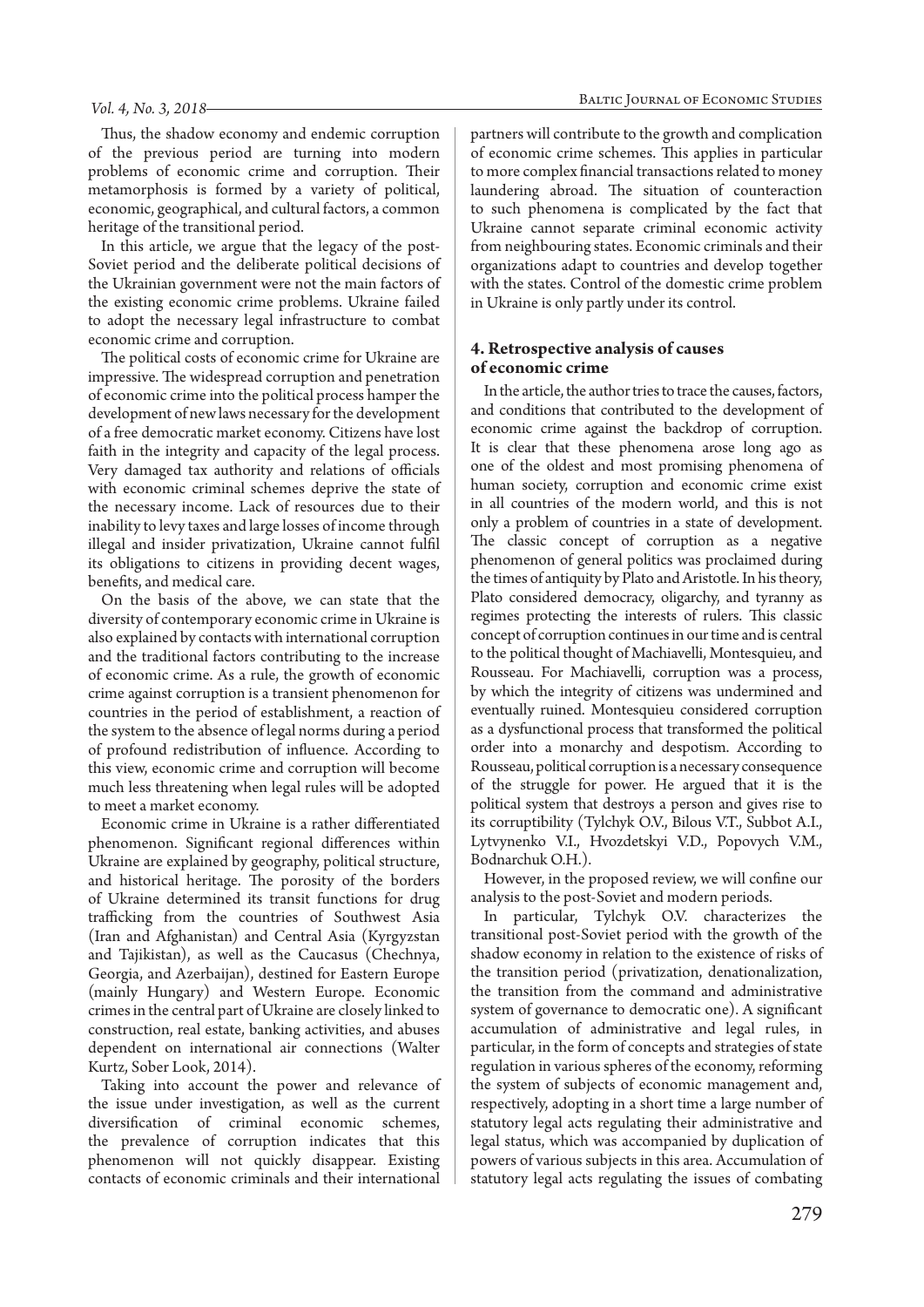Thus, the shadow economy and endemic corruption of the previous period are turning into modern problems of economic crime and corruption. Their metamorphosis is formed by a variety of political, economic, geographical, and cultural factors, a common heritage of the transitional period.

In this article, we argue that the legacy of the post-Soviet period and the deliberate political decisions of the Ukrainian government were not the main factors of the existing economic crime problems. Ukraine failed to adopt the necessary legal infrastructure to combat economic crime and corruption.

The political costs of economic crime for Ukraine are impressive. The widespread corruption and penetration of economic crime into the political process hamper the development of new laws necessary for the development of a free democratic market economy. Citizens have lost faith in the integrity and capacity of the legal process. Very damaged tax authority and relations of officials with economic criminal schemes deprive the state of the necessary income. Lack of resources due to their inability to levy taxes and large losses of income through illegal and insider privatization, Ukraine cannot fulfil its obligations to citizens in providing decent wages, benefits, and medical care.

On the basis of the above, we can state that the diversity of contemporary economic crime in Ukraine is also explained by contacts with international corruption and the traditional factors contributing to the increase of economic crime. As a rule, the growth of economic crime against corruption is a transient phenomenon for countries in the period of establishment, a reaction of the system to the absence of legal norms during a period of profound redistribution of influence. According to this view, economic crime and corruption will become much less threatening when legal rules will be adopted to meet a market economy.

Economic crime in Ukraine is a rather differentiated phenomenon. Significant regional differences within Ukraine are explained by geography, political structure, and historical heritage. The porosity of the borders of Ukraine determined its transit functions for drug trafficking from the countries of Southwest Asia (Iran and Afghanistan) and Central Asia (Kyrgyzstan and Tajikistan), as well as the Caucasus (Chechnya, Georgia, and Azerbaijan), destined for Eastern Europe (mainly Hungary) and Western Europe. Economic crimes in the central part of Ukraine are closely linked to construction, real estate, banking activities, and abuses dependent on international air connections (Walter Kurtz, Sober Look, 2014).

Taking into account the power and relevance of the issue under investigation, as well as the current diversification of criminal economic schemes, the prevalence of corruption indicates that this phenomenon will not quickly disappear. Existing contacts of economic criminals and their international partners will contribute to the growth and complication of economic crime schemes. This applies in particular to more complex financial transactions related to money laundering abroad. The situation of counteraction to such phenomena is complicated by the fact that Ukraine cannot separate criminal economic activity from neighbouring states. Economic criminals and their organizations adapt to countries and develop together with the states. Control of the domestic crime problem in Ukraine is only partly under its control.

## 4. Retrospective analysis of causes of economic crime

In the article, the author tries to trace the causes, factors, and conditions that contributed to the development of economic crime against the backdrop of corruption. It is clear that these phenomena arose long ago as one of the oldest and most promising phenomena of human society, corruption and economic crime exist in all countries of the modern world, and this is not only a problem of countries in a state of development. The classic concept of corruption as a negative phenomenon of general politics was proclaimed during the times of antiquity by Plato and Aristotle. In his theory, Plato considered democracy, oligarchy, and tyranny as regimes protecting the interests of rulers. This classic concept of corruption continues in our time and is central to the political thought of Machiavelli, Montesquieu, and Rousseau. For Machiavelli, corruption was a process, by which the integrity of citizens was undermined and eventually ruined. Montesquieu considered corruption as a dysfunctional process that transformed the political order into a monarchy and despotism. According to Rousseau, political corruption is a necessary consequence of the struggle for power. He argued that it is the political system that destroys a person and gives rise to its corruptibility (Tylchyk O.V., Bilous V.T., Subbot A.I., Lytvynenko V.I., Hvozdetskyi V.D., Popovych V.M., Bodnarchuk O.H.).

However, in the proposed review, we will confine our analysis to the post-Soviet and modern periods.

In particular, Tylchyk O.V. characterizes the transitional post-Soviet period with the growth of the shadow economy in relation to the existence of risks of the transition period (privatization, denationalization, the transition from the command and administrative system of governance to democratic one). A significant accumulation of administrative and legal rules, in particular, in the form of concepts and strategies of state regulation in various spheres of the economy, reforming the system of subjects of economic management and, respectively, adopting in a short time a large number of statutory legal acts regulating their administrative and legal status, which was accompanied by duplication of powers of various subjects in this area. Accumulation of statutory legal acts regulating the issues of combating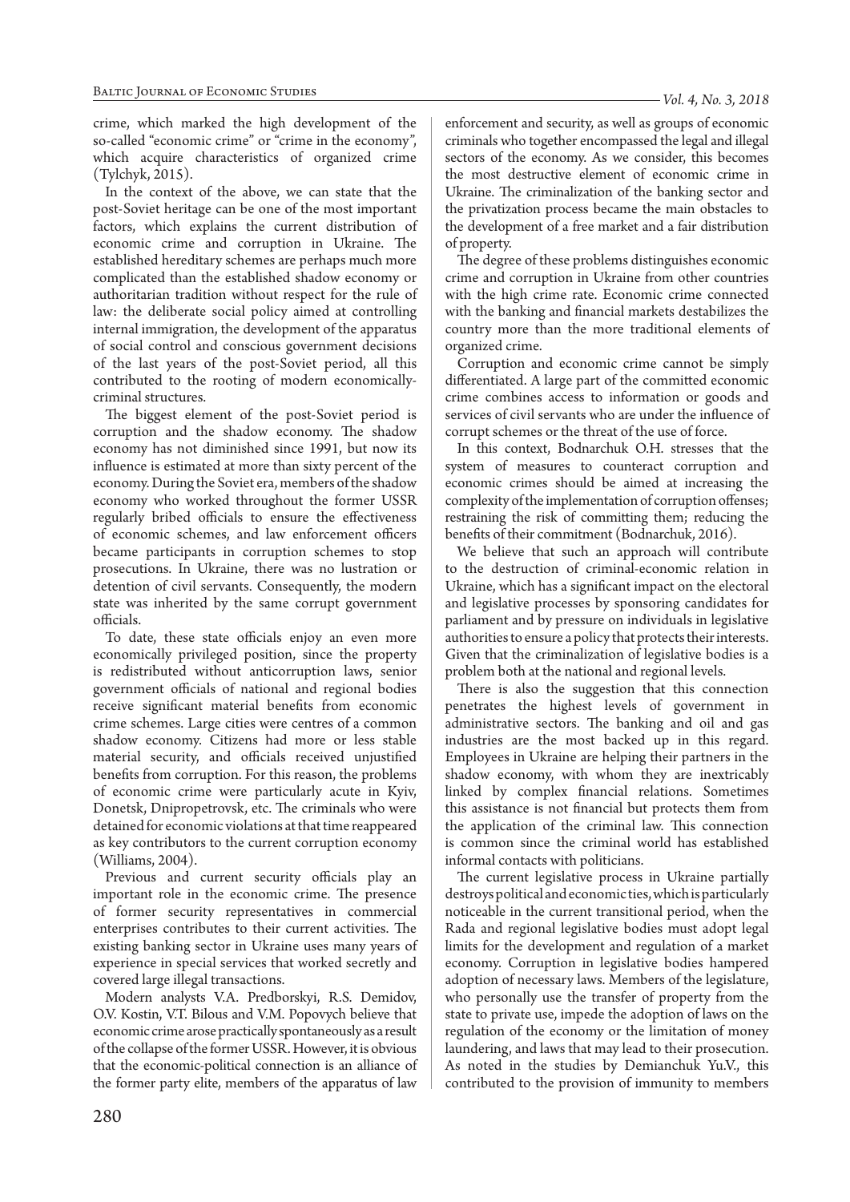crime, which marked the high development of the so-called "economic crime" or "crime in the economy", which acquire characteristics of organized crime (Tylchyk, 2015).

In the context of the above, we can state that the post-Soviet heritage can be one of the most important factors, which explains the current distribution of economic crime and corruption in Ukraine. The established hereditary schemes are perhaps much more complicated than the established shadow economy or authoritarian tradition without respect for the rule of law: the deliberate social policy aimed at controlling internal immigration, the development of the apparatus of social control and conscious government decisions of the last years of the post-Soviet period, all this contributed to the rooting of modern economically-criminal structures.

The biggest element of the post-Soviet period is corruption and the shadow economy. The shadow economy has not diminished since 1991, but now its influence is estimated at more than sixty percent of the economy. During the Soviet era, members of the shadow economy who worked throughout the former USSR regularly bribed officials to ensure the effectiveness of economic schemes, and law enforcement officers became participants in corruption schemes to stop prosecutions. In Ukraine, there was no lustration or detention of civil servants. Consequently, the modern state was inherited by the same corrupt government officials.

To date, these state officials enjoy an even more economically privileged position, since the property is redistributed without anticorruption laws, senior government officials of national and regional bodies receive significant material benefits from economic crime schemes. Large cities were centres of a common shadow economy. Citizens had more or less stable material security, and officials received unjustified benefits from corruption. For this reason, the problems of economic crime were particularly acute in Kyiv, Donetsk, Dnipropetrovsk, etc. The criminals who were detained for economic violations at that time reappeared as key contributors to the current corruption economy (Williams, 2004).

Previous and current security officials play an important role in the economic crime. The presence of former security representatives in commercial enterprises contributes to their current activities. The existing banking sector in Ukraine uses many years of experience in special services that worked secretly and covered large illegal transactions.

Modern analysts V.A. Predborskyi, R.S. Demidov, O.V. Kostin, V.T. Bilous and V.M. Popovych believe that economic crime arose practically spontaneously as a result of the collapse of the former USSR. However, it is obvious that the economic-political connection is an alliance of the former party elite, members of the apparatus of law enforcement and security, as well as groups of economic criminals who together encompassed the legal and illegal sectors of the economy. As we consider, this becomes the most destructive element of economic crime in Ukraine. The criminalization of the banking sector and the privatization process became the main obstacles to the development of a free market and a fair distribution of property.

The degree of these problems distinguishes economic crime and corruption in Ukraine from other countries with the high crime rate. Economic crime connected with the banking and financial markets destabilizes the country more than the more traditional elements of organized crime.

Corruption and economic crime cannot be simply differentiated. A large part of the committed economic crime combines access to information or goods and services of civil servants who are under the influence of corrupt schemes or the threat of the use of force.

In this context, Bodnarchuk O.H. stresses that the system of measures to counteract corruption and economic crimes should be aimed at increasing the complexity of the implementation of corruption offenses; restraining the risk of committing them; reducing the benefits of their commitment (Bodnarchuk, 2016).

We believe that such an approach will contribute to the destruction of criminal-economic relation in Ukraine, which has a significant impact on the electoral and legislative processes by sponsoring candidates for parliament and by pressure on individuals in legislative authorities to ensure a policy that protects their interests. Given that the criminalization of legislative bodies is a problem both at the national and regional levels.

There is also the suggestion that this connection penetrates the highest levels of government in administrative sectors. The banking and oil and gas industries are the most backed up in this regard. Employees in Ukraine are helping their partners in the shadow economy, with whom they are inextricably linked by complex financial relations. Sometimes this assistance is not financial but protects them from the application of the criminal law. This connection is common since the criminal world has established informal contacts with politicians.

The current legislative process in Ukraine partially destroys political and economic ties, which is particularly noticeable in the current transitional period, when the Rada and regional legislative bodies must adopt legal limits for the development and regulation of a market economy. Corruption in legislative bodies hampered adoption of necessary laws. Members of the legislature, who personally use the transfer of property from the state to private use, impede the adoption of laws on the regulation of the economy or the limitation of money laundering, and laws that may lead to their prosecution. As noted in the studies by Demianchuk Yu.V., this contributed to the provision of immunity to members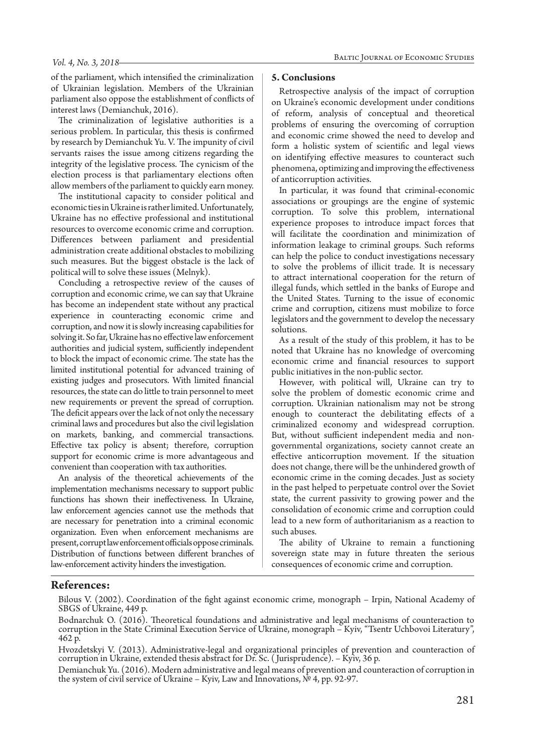of the parliament, which intensified the criminalization of Ukrainian legislation. Members of the Ukrainian parliament also oppose the establishment of conflicts of interest laws (Demianchuk, 2016).

The criminalization of legislative authorities is a serious problem. In particular, this thesis is confirmed by research by Demianchuk Yu. V. The impunity of civil servants raises the issue among citizens regarding the integrity of the legislative process. The cynicism of the election process is that parliamentary elections often allow members of the parliament to quickly earn money.

The institutional capacity to consider political and economic ties in Ukraine is rather limited. Unfortunately, Ukraine has no effective professional and institutional resources to overcome economic crime and corruption. Differences between parliament and presidential administration create additional obstacles to mobilizing such measures. But the biggest obstacle is the lack of political will to solve these issues (Melnyk).

Concluding a retrospective review of the causes of corruption and economic crime, we can say that Ukraine has become an independent state without any practical experience in counteracting economic crime and corruption, and now it is slowly increasing capabilities for solving it. So far, Ukraine has no effective law enforcement authorities and judicial system, sufficiently independent to block the impact of economic crime. The state has the limited institutional potential for advanced training of existing judges and prosecutors. With limited financial resources, the state can do little to train personnel to meet new requirements or prevent the spread of corruption. The deficit appears over the lack of not only the necessary criminal laws and procedures but also the civil legislation on markets, banking, and commercial transactions. Effective tax policy is absent; therefore, corruption support for economic crime is more advantageous and convenient than cooperation with tax authorities.

An analysis of the theoretical achievements of the implementation mechanisms necessary to support public functions has shown their ineffectiveness. In Ukraine, law enforcement agencies cannot use the methods that are necessary for penetration into a criminal economic organization. Even when enforcement mechanisms are present, corrupt law enforcement officials oppose criminals. Distribution of functions between different branches of law-enforcement activity hinders the investigation.

## 5. Conclusions

Retrospective analysis of the impact of corruption on Ukraine's economic development under conditions of reform, analysis of conceptual and theoretical problems of ensuring the overcoming of corruption and economic crime showed the need to develop and form a holistic system of scientific and legal views on identifying effective measures to counteract such phenomena, optimizing and improving the effectiveness of anticorruption activities.

In particular, it was found that criminal-economic associations or groupings are the engine of systemic corruption. To solve this problem, international experience proposes to introduce impact forces that will facilitate the coordination and minimization of information leakage to criminal groups. Such reforms can help the police to conduct investigations necessary to solve the problems of illicit trade. It is necessary to attract international cooperation for the return of illegal funds, which settled in the banks of Europe and the United States. Turning to the issue of economic crime and corruption, citizens must mobilize to force legislators and the government to develop the necessary solutions.

As a result of the study of this problem, it has to be noted that Ukraine has no knowledge of overcoming economic crime and financial resources to support public initiatives in the non-public sector.

However, with political will, Ukraine can try to solve the problem of domestic economic crime and corruption. Ukrainian nationalism may not be strong enough to counteract the debilitating effects of a criminalized economy and widespread corruption. But, without sufficient independent media and non-governmental organizations, society cannot create an effective anticorruption movement. If the situation does not change, there will be the unhindered growth of economic crime in the coming decades. Just as society in the past helped to perpetuate control over the Soviet state, the current passivity to growing power and the consolidation of economic crime and corruption could lead to a new form of authoritarianism as a reaction to such abuses.

The ability of Ukraine to remain a functioning sovereign state may in future threaten the serious consequences of economic crime and corruption.

## References:

Bilous V. (2002). Coordination of the fight against economic crime, monograph – Irpin, National Academy of SBGS of Ukraine, 449 p.

Bodnarchuk O. (2016). Theoretical foundations and administrative and legal mechanisms of counteraction to corruption in the State Criminal Execution Service of Ukraine, monograph – Kyiv, "Tsentr Uchbovoi Literatury", 462 p.

Hvozdetskyi V. (2013). Administrative-legal and organizational principles of prevention and counteraction of corruption in Ukraine, extended thesis abstract for Dr. Sc. (Jurisprudence). – Kyiv, 36 p.

Demianchuk Yu. (2016). Modern administrative and legal means of prevention and counteraction of corruption in the system of civil service of Ukraine – Kyiv, Law and Innovations, № 4, pp. 92-97.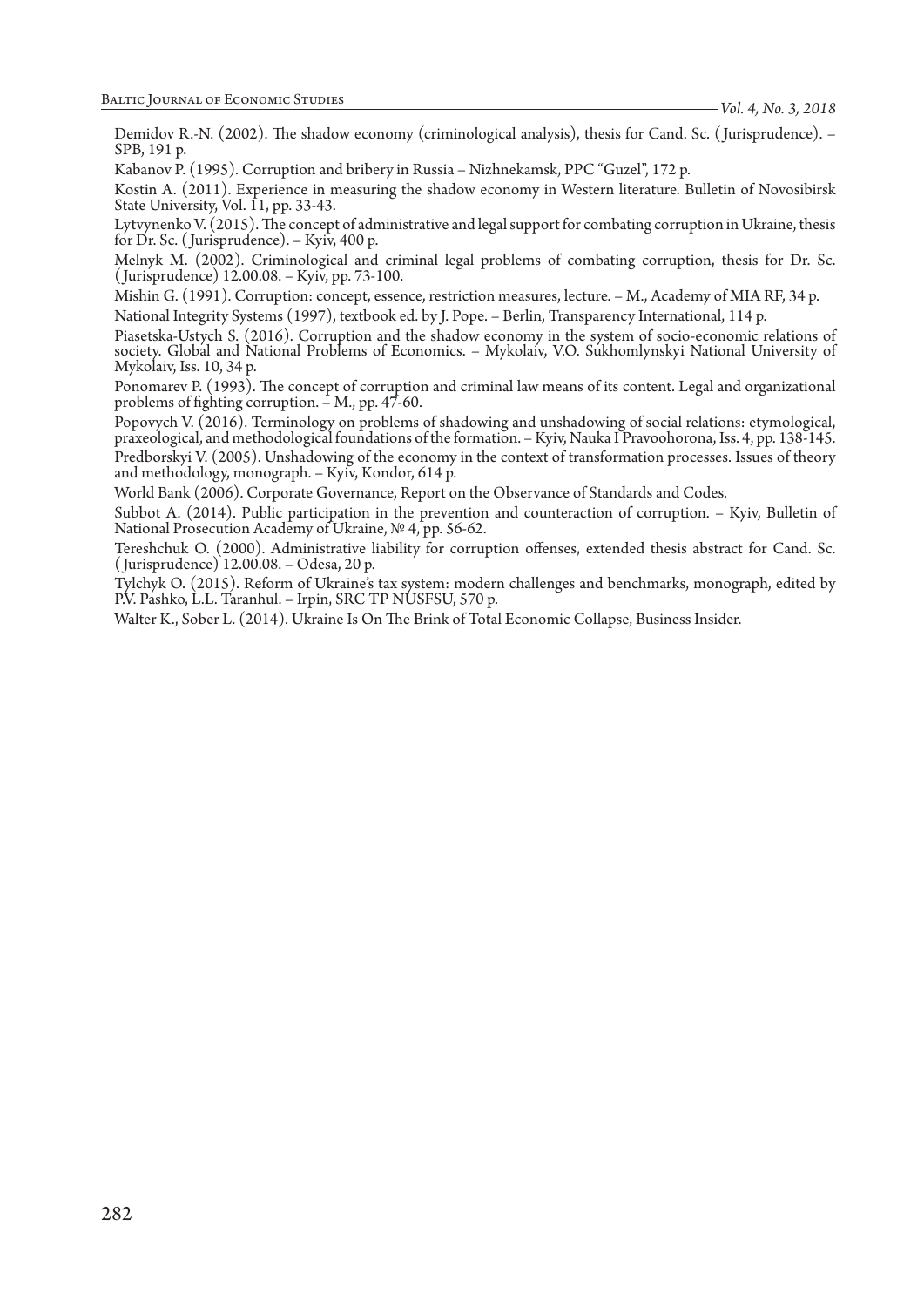Demidov R.-N. (2002). The shadow economy (criminological analysis), thesis for Cand. Sc. (Jurisprudence). – SPB, 191 p.

Kabanov P. (1995). Corruption and bribery in Russia – Nizhnekamsk, PPC "Guzel", 172 p.

Kostin A. (2011). Experience in measuring the shadow economy in Western literature. Bulletin of Novosibirsk State University, Vol. 11, pp. 33-43.

Lytvynenko V. (2015). The concept of administrative and legal support for combating corruption in Ukraine, thesis for Dr. Sc. (Jurisprudence). – Kyiv, 400 p.

Melnyk M. (2002). Criminological and criminal legal problems of combating corruption, thesis for Dr. Sc. (Jurisprudence) 12.00.08. – Kyiv, pp. 73-100.

Mishin G. (1991). Corruption: concept, essence, restriction measures, lecture. – M., Academy of MIA RF, 34 p.

National Integrity Systems (1997), textbook ed. by J. Pope. – Berlin, Transparency International, 114 p.

Piasetska-Ustych S. (2016). Corruption and the shadow economy in the system of socio-economic relations of society. Global and National Problems of Economics. – Mykolaiv, V.O. Sukhomlynskyi National University of Mykolaiv, Iss. 10, 34 p.

Ponomarev P. (1993). The concept of corruption and criminal law means of its content. Legal and organizational problems of fighting corruption. – M., pp. 47-60.

Popovych V. (2016). Terminology on problems of shadowing and unshadowing of social relations: etymological, praxeological, and methodological foundations of the formation. – Kyiv, Nauka I Pravoohorona, Iss. 4, pp. 138-145.

Predborskyi V. (2005). Unshadowing of the economy in the context of transformation processes. Issues of theory and methodology, monograph. – Kyiv, Kondor, 614 p.

World Bank (2006). Corporate Governance, Report on the Observance of Standards and Codes.

Subbot A. (2014). Public participation in the prevention and counteraction of corruption. – Kyiv, Bulletin of National Prosecution Academy of Ukraine, № 4, pp. 56-62.

Tereshchuk O. (2000). Administrative liability for corruption offenses, extended thesis abstract for Cand. Sc. (Jurisprudence) 12.00.08. – Odesa, 20 p.

Tylchyk O. (2015). Reform of Ukraine's tax system: modern challenges and benchmarks, monograph, edited by P.V. Pashko, L.L. Taranhul. – Irpin, SRC TP NUSFSU, 570 p.

Walter K., Sober L. (2014). Ukraine Is On The Brink of Total Economic Collapse, Business Insider.